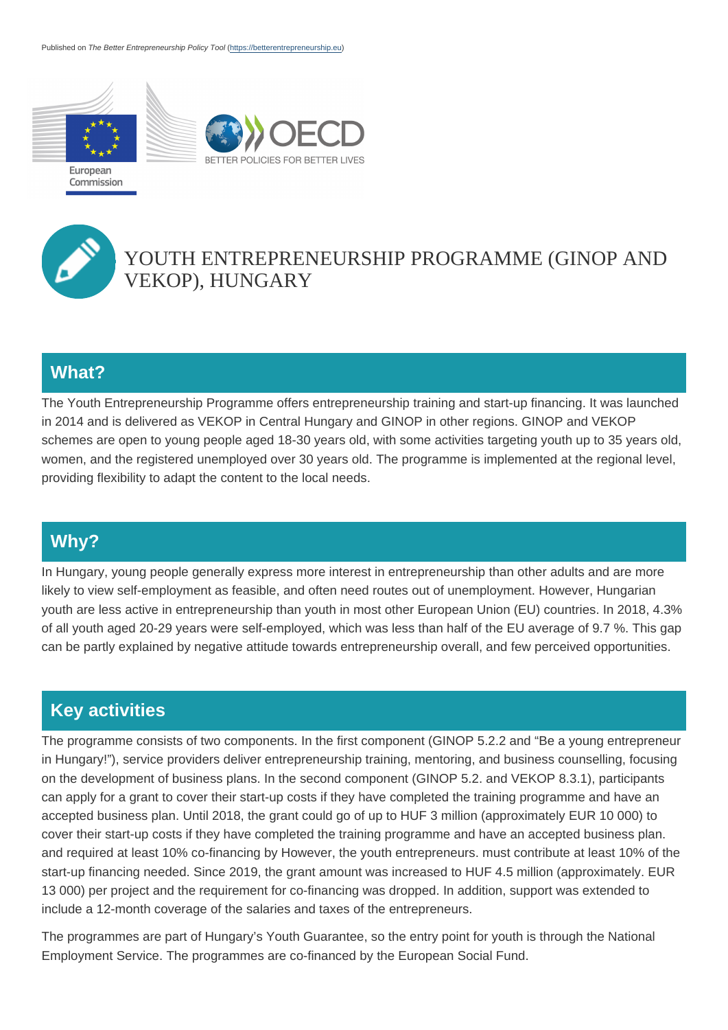Published on *The Better Entrepreneurship Policy Tool* (https://betterentrepreneurship.eu)

# YOUTH ENTREPRENEURSHIP PROGRAMME (GINOP AND VEKOP), HUNGARY

## What?

The Youth Entrepreneurship Programme offers entrepreneurship training and start-up financing. It was launched in 2014 and is delivered as VEKOP in Central Hungary and GINOP in other regions. GINOP and VEKOP schemes are open to young people aged 18-30 years old, with some activities targeting youth up to 35 years old, women, and the registered unemployed over 30 years old. The programme is implemented at the regional level, providing flexibility to adapt the content to the local needs.

## Why?

In Hungary, young people generally express more interest in entrepreneurship than other adults and are more likely to view self-employment as feasible, and often need routes out of unemployment. However, Hungarian youth are less active in entrepreneurship than youth in most other European Union (EU) countries. In 2018, 4.3% of all youth aged 20-29 years were self-employed, which was less than half of the EU average of 9.7 %. This gap can be partly explained by negative attitude towards entrepreneurship overall, and few perceived opportunities.

## Key activities

The programme consists of two components. In the first component (GINOP 5.2.2 and "Be a young entrepreneur in Hungary!"), service providers deliver entrepreneurship training, mentoring, and business counselling, focusing on the development of business plans. In the second component (GINOP 5.2. and VEKOP 8.3.1), participants can apply for a grant to cover their start-up costs if they have completed the training programme and have an accepted business plan. Until 2018, the grant could go of up to HUF 3 million (approximately EUR 10 000) to cover their start-up costs if they have completed the training programme and have an accepted business plan. and required at least 10% co-financing by However, the youth entrepreneurs. must contribute at least 10% of the start-up financing needed. Since 2019, the grant amount was increased to HUF 4.5 million (approximately. EUR 13 000) per project and the requirement for co-financing was dropped. In addition, support was extended to include a 12-month coverage of the salaries and taxes of the entrepreneurs.

The programmes are part of Hungary's Youth Guarantee, so the entry point for youth is through the National Employment Service. The programmes are co-financed by the European Social Fund.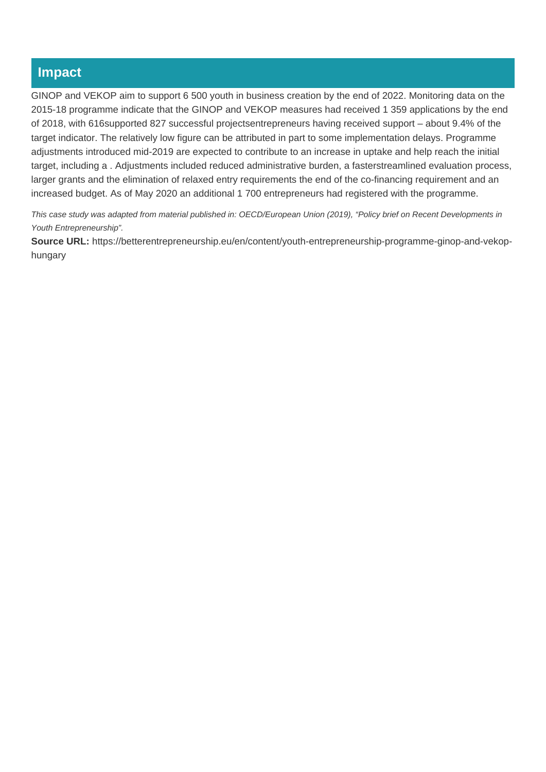## Impact

GINOP and VEKOP aim to support 6 500 youth in business creation by the end of 2022. Monitoring data on the 2015-18 programme indicate that the GINOP and VEKOP measures had received 1 359 applications by the end of 2018, with 616supported 827 successful projectsentrepreneurs having received support – about 9.4% of the target indicator. The relatively low figure can be attributed in part to some implementation delays. Programme adjustments introduced mid-2019 are expected to contribute to an increase in uptake and help reach the initial target, including a . Adjustments included reduced administrative burden, a fasterstreamlined evaluation process, larger grants and the elimination of relaxed entry requirements the end of the co-financing requirement and an increased budget. As of May 2020 an additional 1 700 entrepreneurs had registered with the programme.

*This case study was adapted from material published in: OECD/European Union (2019), "Policy brief on Recent Developments in Youth Entrepreneurship".*

**Source URL:** https://betterentrepreneurship.eu/en/content/youth-entrepreneurship-programme-ginop-and-vekop-hungary